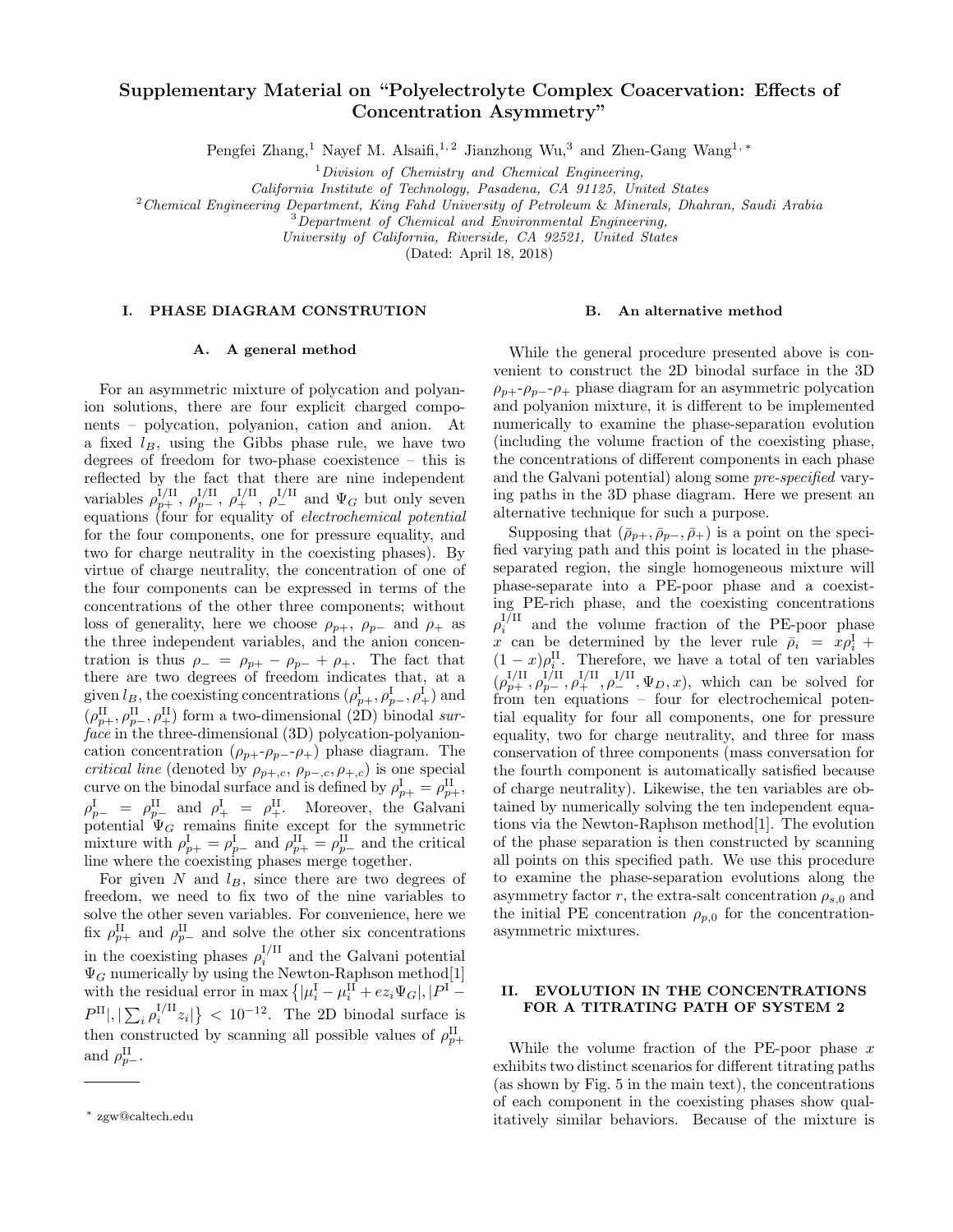# Supplementary Material on "Polyelectrolyte Complex Coacervation: Effects of Concentration Asymmetry"

Pengfei Zhang,[1] Nayef M. Alsaifi,[1,2] Jianzhong Wu,[3] and Zhen-Gang Wang[1,*]

[1] *Division of Chemistry and Chemical Engineering, California Institute of Technology, Pasadena, CA 91125, United States*

[2] *Chemical Engineering Department, King Fahd University of Petroleum & Minerals, Dhahran, Saudi Arabia*

[3] *Department of Chemical and Environmental Engineering, University of California, Riverside, CA 92521, United States*

(Dated: April 18, 2018)

## I. PHASE DIAGRAM CONSTRUTION

### A. A general method

For an asymmetric mixture of polycation and polyanion solutions, there are four explicit charged components – polycation, polyanion, cation and anion. At a fixed $l_B$, using the Gibbs phase rule, we have two degrees of freedom for two-phase coexistence – this is reflected by the fact that there are nine independent variables $\rho_{p+}^{\mathrm{I/II}}$, $\rho_{p-}^{\mathrm{I/II}}$, $\rho_{+}^{\mathrm{I/II}}$, $\rho_{-}^{\mathrm{I/II}}$ and $\Psi_G$ but only seven equations (four for equality of *electrochemical potential* for the four components, one for pressure equality, and two for charge neutrality in the coexisting phases). By virtue of charge neutrality, the concentration of one of the four components can be expressed in terms of the concentrations of the other three components; without loss of generality, here we choose $\rho_{p+}$, $\rho_{p-}$ and $\rho_+$ as the three independent variables, and the anion concentration is thus $\rho_- = \rho_{p+} - \rho_{p-} + \rho_+$. The fact that there are two degrees of freedom indicates that, at a given $l_B$, the coexisting concentrations $(\rho_{p+}^{\mathrm{I}}, \rho_{p-}^{\mathrm{I}}, \rho_{+}^{\mathrm{I}})$ and $(\rho_{p+}^{\mathrm{II}}, \rho_{p-}^{\mathrm{II}}, \rho_{+}^{\mathrm{II}})$ form a two-dimensional (2D) binodal *surface* in the three-dimensional (3D) polycation-polyanion-cation concentration ($\rho_{p+}$-$\rho_{p-}$-$\rho_+$) phase diagram. The *critical line* (denoted by $\rho_{p+,c}$, $\rho_{p-,c}$, $\rho_{+,c}$) is one special curve on the binodal surface and is defined by $\rho_{p+}^{\mathrm{I}} = \rho_{p+}^{\mathrm{II}}$, $\rho_{p-}^{\mathrm{I}} = \rho_{p-}^{\mathrm{II}}$ and $\rho_{+}^{\mathrm{I}} = \rho_{+}^{\mathrm{II}}$. Moreover, the Galvani potential $\Psi_G$ remains finite except for the symmetric mixture with $\rho_{p+}^{\mathrm{I}} = \rho_{p-}^{\mathrm{I}}$ and $\rho_{p+}^{\mathrm{II}} = \rho_{p-}^{\mathrm{II}}$ and the critical line where the coexisting phases merge together.

For given $N$ and $l_B$, since there are two degrees of freedom, we need to fix two of the nine variables to solve the other seven variables. For convenience, here we fix $\rho_{p+}^{\mathrm{II}}$ and $\rho_{p-}^{\mathrm{II}}$ and solve the other six concentrations in the coexisting phases $\rho_i^{\mathrm{I/II}}$ and the Galvani potential $\Psi_G$ numerically by using the Newton-Raphson method[1] with the residual error in $\max\left\{|\mu_i^{\mathrm{I}} - \mu_i^{\mathrm{II}} + ez_i\Psi_G|, |P^{\mathrm{I}} - P^{\mathrm{II}}|, |\sum_i \rho_i^{\mathrm{I/II}} z_i|\right\} < 10^{-12}$. The 2D binodal surface is then constructed by scanning all possible values of $\rho_{p+}^{\mathrm{II}}$ and $\rho_{p-}^{\mathrm{II}}$.

### B. An alternative method

While the general procedure presented above is convenient to construct the 2D binodal surface in the 3D $\rho_{p+}$-$\rho_{p-}$-$\rho_+$ phase diagram for an asymmetric polycation and polyanion mixture, it is different to be implemented numerically to examine the phase-separation evolution (including the volume fraction of the coexisting phase, the concentrations of different components in each phase and the Galvani potential) along some *pre-specified* varying paths in the 3D phase diagram. Here we present an alternative technique for such a purpose.

Supposing that $(\bar{\rho}_{p+}, \bar{\rho}_{p-}, \bar{\rho}_+)$ is a point on the specified varying path and this point is located in the phase-separated region, the single homogeneous mixture will phase-separate into a PE-poor phase and a coexisting PE-rich phase, and the coexisting concentrations $\rho_i^{\mathrm{I/II}}$ and the volume fraction of the PE-poor phase $x$ can be determined by the lever rule $\bar{\rho}_i = x\rho_i^{\mathrm{I}} + (1-x)\rho_i^{\mathrm{II}}$. Therefore, we have a total of ten variables $(\rho_{p+}^{\mathrm{I/II}}, \rho_{p-}^{\mathrm{I/II}}, \rho_{+}^{\mathrm{I/II}}, \rho_{-}^{\mathrm{I/II}}, \Psi_D, x)$, which can be solved for from ten equations – four for electrochemical potential equality for all components, one for pressure equality, two for charge neutrality, and three for mass conservation of three components (mass conversation for the fourth component is automatically satisfied because of charge neutrality). Likewise, the ten variables are obtained by numerically solving the ten independent equations via the Newton-Raphson method[1]. The evolution of the phase separation is then constructed by scanning all points on this specified path. We use this procedure to examine the phase-separation evolutions along the asymmetry factor $r$, the extra-salt concentration $\rho_{s,0}$ and the initial PE concentration $\rho_{p,0}$ for the concentration-asymmetric mixtures.

## II. EVOLUTION IN THE CONCENTRATIONS FOR A TITRATING PATH OF SYSTEM 2

While the volume fraction of the PE-poor phase $x$ exhibits two distinct scenarios for different titrating paths (as shown by Fig. 5 in the main text), the concentrations of each component in the coexisting phases show qualitatively similar behaviors. Because of the mixture is

* zgw@caltech.edu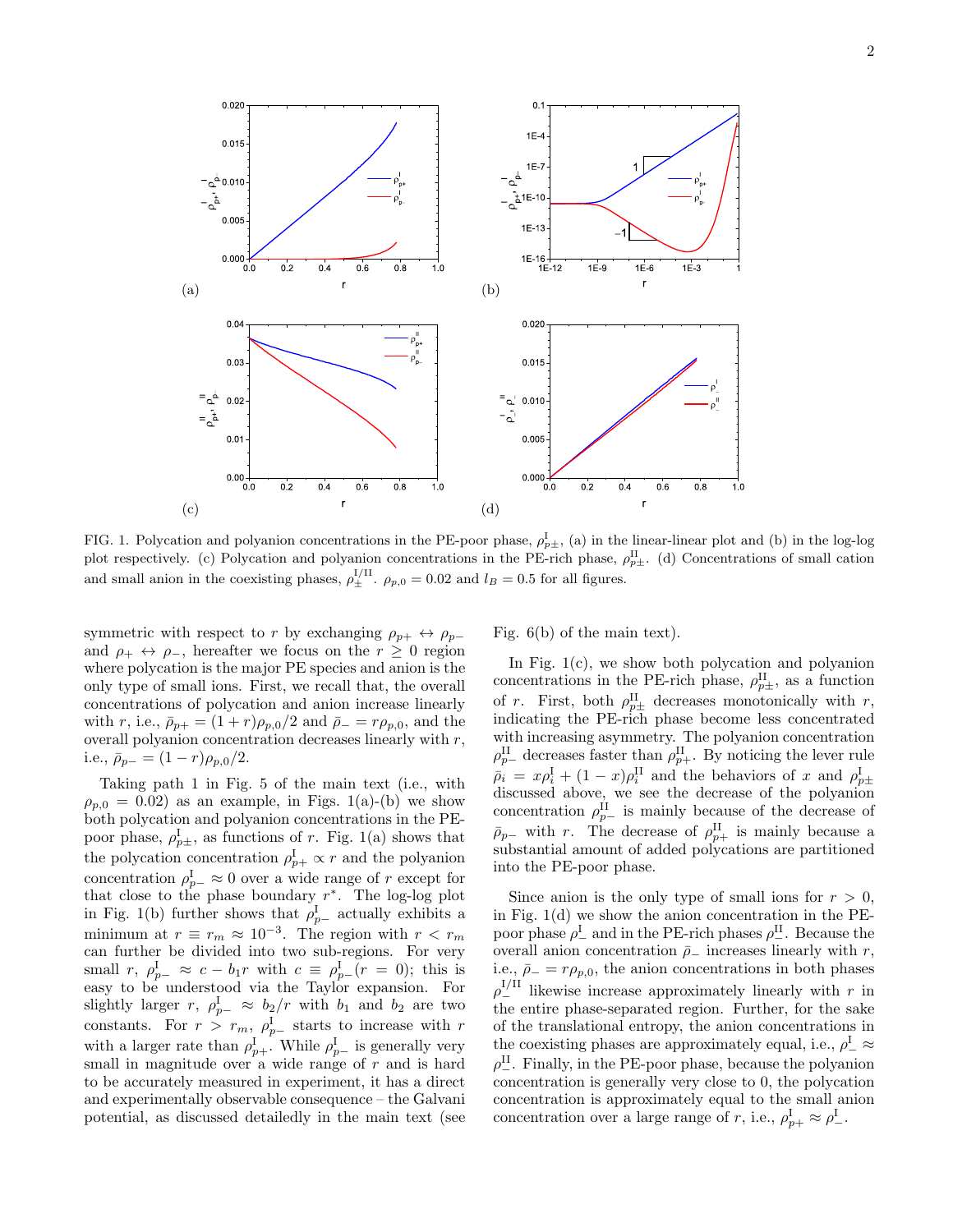FIG. 1. Polycation and polyanion concentrations in the PE-poor phase, $\rho^{\rm I}_{p\pm}$, (a) in the linear-linear plot and (b) in the log-log plot respectively. (c) Polycation and polyanion concentrations in the PE-rich phase, $\rho^{\rm II}_{p\pm}$. (d) Concentrations of small cation and small anion in the coexisting phases, $\rho^{\rm I/II}_{\pm}$. $\rho_{p,0} = 0.02$ and $l_B = 0.5$ for all figures.

symmetric with respect to $r$ by exchanging $\rho_{p+} \leftrightarrow \rho_{p-}$ and $\rho_+ \leftrightarrow \rho_-$, hereafter we focus on the $r \geq 0$ region where polycation is the major PE species and anion is the only type of small ions. First, we recall that, the overall concentrations of polycation and anion increase linearly with $r$, i.e., $\bar{\rho}_{p+} = (1+r)\rho_{p,0}/2$ and $\bar{\rho}_- = r\rho_{p,0}$, and the overall polyanion concentration decreases linearly with $r$, i.e., $\bar{\rho}_{p-} = (1-r)\rho_{p,0}/2$.

Taking path 1 in Fig. 5 of the main text (i.e., with $\rho_{p,0} = 0.02$) as an example, in Figs. 1(a)-(b) we show both polycation and polyanion concentrations in the PE-poor phase, $\rho^{\rm I}_{p\pm}$, as functions of $r$. Fig. 1(a) shows that the polycation concentration $\rho^{\rm I}_{p+} \propto r$ and the polyanion concentration $\rho^{\rm I}_{p-} \approx 0$ over a wide range of $r$ except for that close to the phase boundary $r^*$. The log-log plot in Fig. 1(b) further shows that $\rho^{\rm I}_{p-}$ actually exhibits a minimum at $r \equiv r_m \approx 10^{-3}$. The region with $r < r_m$ can further be divided into two sub-regions. For very small $r$, $\rho^{\rm I}_{p-} \approx c - b_1 r$ with $c \equiv \rho^{\rm I}_{p-}(r=0)$; this is easy to be understood via the Taylor expansion. For slightly larger $r$, $\rho^{\rm I}_{p-} \approx b_2/r$ with $b_1$ and $b_2$ are two constants. For $r > r_m$, $\rho^{\rm I}_{p-}$ starts to increase with $r$ with a larger rate than $\rho^{\rm I}_{p+}$. While $\rho^{\rm I}_{p-}$ is generally very small in magnitude over a wide range of $r$ and is hard to be accurately measured in experiment, it has a direct and experimentally observable consequence – the Galvani potential, as discussed detailedly in the main text (see Fig. 6(b) of the main text).

In Fig. 1(c), we show both polycation and polyanion concentrations in the PE-rich phase, $\rho^{\rm II}_{p\pm}$, as a function of $r$. First, both $\rho^{\rm II}_{p\pm}$ decreases monotonically with $r$, indicating the PE-rich phase become less concentrated with increasing asymmetry. The polyanion concentration $\rho^{\rm II}_{p-}$ decreases faster than $\rho^{\rm II}_{p+}$. By noticing the lever rule $\bar{\rho}_i = x\rho^{\rm I}_i + (1-x)\rho^{\rm II}_i$ and the behaviors of $x$ and $\rho^{\rm I}_{p\pm}$ discussed above, we see the decrease of the polyanion concentration $\rho^{\rm II}_{p-}$ is mainly because of the decrease of $\bar{\rho}_{p-}$ with $r$. The decrease of $\rho^{\rm II}_{p+}$ is mainly because a substantial amount of added polycations are partitioned into the PE-poor phase.

Since anion is the only type of small ions for $r > 0$, in Fig. 1(d) we show the anion concentration in the PE-poor phase $\rho^{\rm I}_-$ and in the PE-rich phases $\rho^{\rm II}_-$. Because the overall anion concentration $\bar{\rho}_-$ increases linearly with $r$, i.e., $\bar{\rho}_- = r\rho_{p,0}$, the anion concentrations in both phases $\rho^{\rm I/II}_-$ likewise increase approximately linearly with $r$ in the entire phase-separated region. Further, for the sake of the translational entropy, the anion concentrations in the coexisting phases are approximately equal, i.e., $\rho^{\rm I}_- \approx \rho^{\rm II}_-$. Finally, in the PE-poor phase, because the polyanion concentration is generally very close to 0, the polycation concentration is approximately equal to the small anion concentration over a large range of $r$, i.e., $\rho^{\rm I}_{p+} \approx \rho^{\rm I}_-$.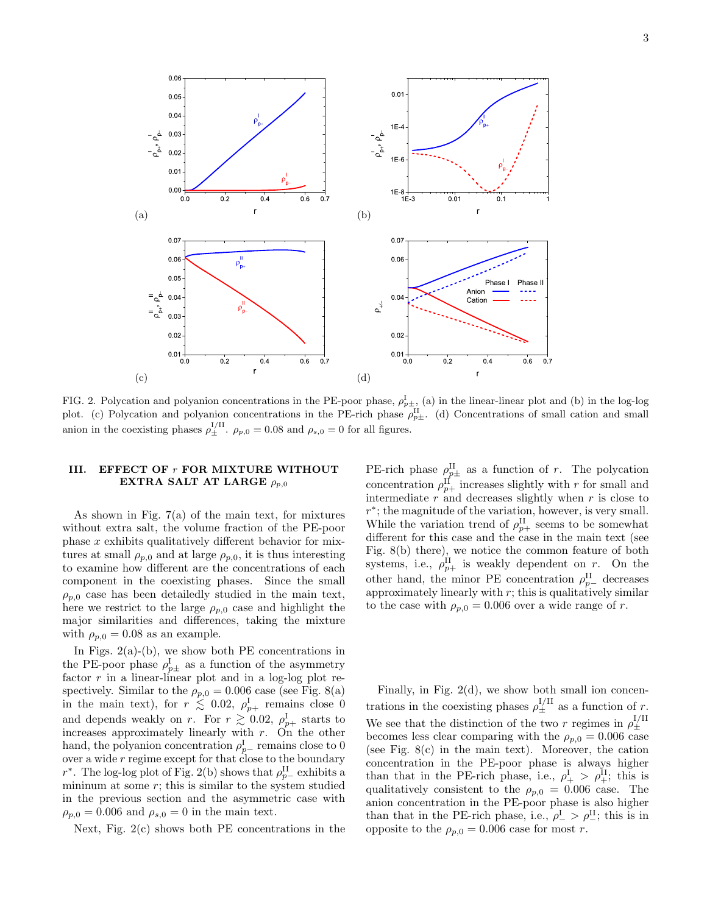FIG. 2. Polycation and polyanion concentrations in the PE-poor phase, $\rho^{\rm I}_{p\pm}$, (a) in the linear-linear plot and (b) in the log-log plot. (c) Polycation and polyanion concentrations in the PE-rich phase $\rho^{\rm II}_{p\pm}$. (d) Concentrations of small cation and small anion in the coexisting phases $\rho^{\rm I/II}_{\pm}$. $\rho_{p,0} = 0.08$ and $\rho_{s,0} = 0$ for all figures.

## III. EFFECT OF $r$ FOR MIXTURE WITHOUT EXTRA SALT AT LARGE $\rho_{p,0}$

As shown in Fig. 7(a) of the main text, for mixtures without extra salt, the volume fraction of the PE-poor phase $x$ exhibits qualitatively different behavior for mixtures at small $\rho_{p,0}$ and at large $\rho_{p,0}$, it is thus interesting to examine how different are the concentrations of each component in the coexisting phases. Since the small $\rho_{p,0}$ case has been detailedly studied in the main text, here we restrict to the large $\rho_{p,0}$ case and highlight the major similarities and differences, taking the mixture with $\rho_{p,0} = 0.08$ as an example.

In Figs. 2(a)-(b), we show both PE concentrations in the PE-poor phase $\rho^{\rm I}_{p\pm}$ as a function of the asymmetry factor $r$ in a linear-linear plot and in a log-log plot respectively. Similar to the $\rho_{p,0} = 0.006$ case (see Fig. 8(a) in the main text), for $r \lesssim 0.02$, $\rho^{\rm I}_{p+}$ remains close 0 and depends weakly on $r$. For $r \gtrsim 0.02$, $\rho^{\rm I}_{p+}$ starts to increases approximately linearly with $r$. On the other hand, the polyanion concentration $\rho^{\rm I}_{p-}$ remains close to 0 over a wide $r$ regime except for that close to the boundary $r^*$. The log-log plot of Fig. 2(b) shows that $\rho^{\rm II}_{p-}$ exhibits a mininum at some $r$; this is similar to the system studied in the previous section and the asymmetric case with $\rho_{p,0} = 0.006$ and $\rho_{s,0} = 0$ in the main text.

Next, Fig. 2(c) shows both PE concentrations in the PE-rich phase $\rho^{\rm II}_{p\pm}$ as a function of $r$. The polycation concentration $\rho^{\rm II}_{p+}$ increases slightly with $r$ for small and intermediate $r$ and decreases slightly when $r$ is close to $r^*$; the magnitude of the variation, however, is very small. While the variation trend of $\rho^{\rm II}_{p+}$ seems to be somewhat different for this case and the case in the main text (see Fig. 8(b) there), we notice the common feature of both systems, i.e., $\rho^{\rm II}_{p+}$ is weakly dependent on $r$. On the other hand, the minor PE concentration $\rho^{\rm II}_{p-}$ decreases approximately linearly with $r$; this is qualitatively similar to the case with $\rho_{p,0} = 0.006$ over a wide range of $r$.

Finally, in Fig. 2(d), we show both small ion concentrations in the coexisting phases $\rho^{\rm I/II}_{\pm}$ as a function of $r$. We see that the distinction of the two $r$ regimes in $\rho^{\rm I/II}_{\pm}$ becomes less clear comparing with the $\rho_{p,0} = 0.006$ case (see Fig. 8(c) in the main text). Moreover, the cation concentration in the PE-poor phase is always higher than that in the PE-rich phase, i.e., $\rho^{\rm I}_{+} > \rho^{\rm II}_{+}$; this is qualitatively consistent to the $\rho_{p,0} = 0.006$ case. The anion concentration in the PE-poor phase is also higher than that in the PE-rich phase, i.e., $\rho^{\rm I}_{-} > \rho^{\rm II}_{-}$; this is in opposite to the $\rho_{p,0} = 0.006$ case for most $r$.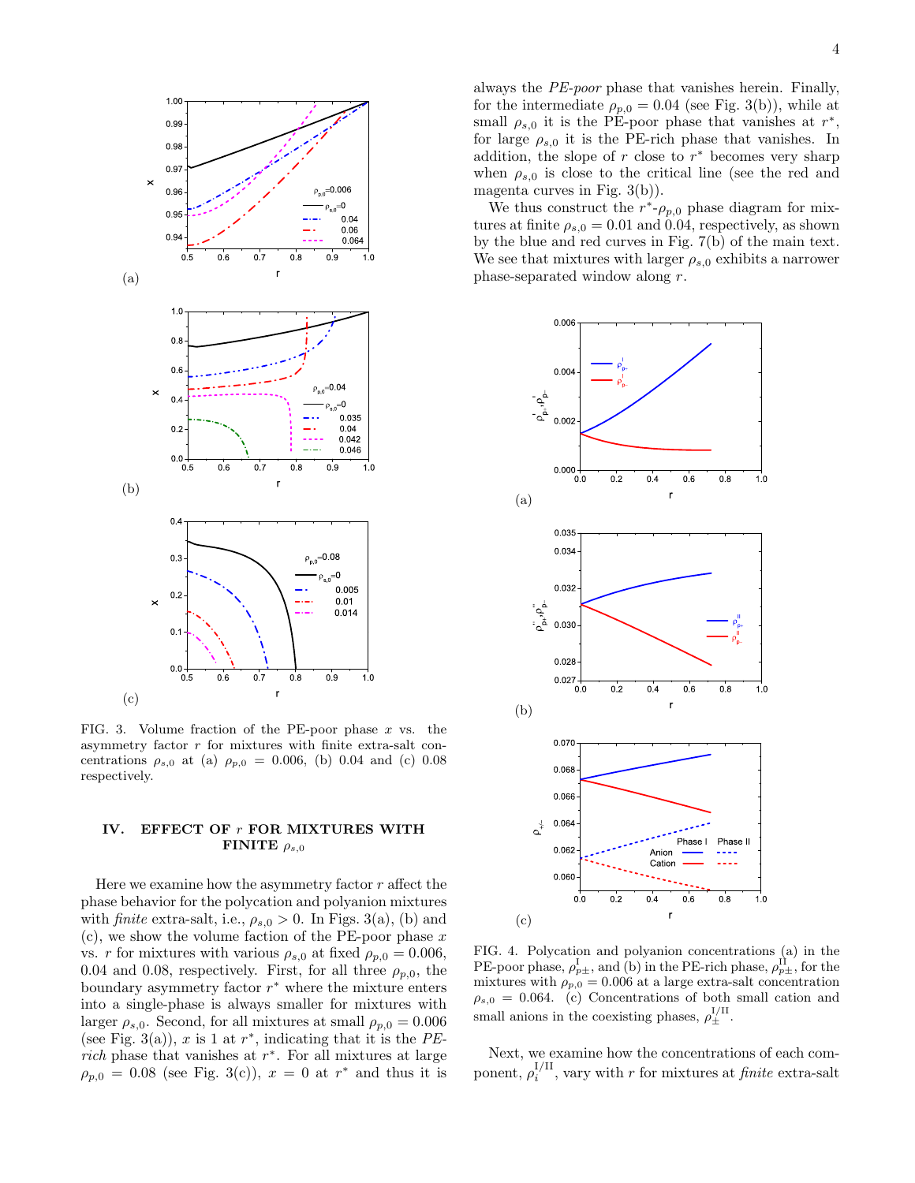FIG. 3. Volume fraction of the PE-poor phase $x$ vs. the asymmetry factor $r$ for mixtures with finite extra-salt concentrations $\rho_{s,0}$ at (a) $\rho_{p,0} = 0.006$, (b) 0.04 and (c) 0.08 respectively.

## IV. EFFECT OF $r$ FOR MIXTURES WITH FINITE $\rho_{s,0}$

Here we examine how the asymmetry factor $r$ affect the phase behavior for the polycation and polyanion mixtures with *finite* extra-salt, i.e., $\rho_{s,0} > 0$. In Figs. 3(a), (b) and (c), we show the volume faction of the PE-poor phase $x$ vs. $r$ for mixtures with various $\rho_{s,0}$ at fixed $\rho_{p,0} = 0.006$, 0.04 and 0.08, respectively. First, for all three $\rho_{p,0}$, the boundary asymmetry factor $r^*$ where the mixture enters into a single-phase is always smaller for mixtures with larger $\rho_{s,0}$. Second, for all mixtures at small $\rho_{p,0} = 0.006$ (see Fig. 3(a)), $x$ is 1 at $r^*$, indicating that it is the *PE-rich* phase that vanishes at $r^*$. For all mixtures at large $\rho_{p,0} = 0.08$ (see Fig. 3(c)), $x = 0$ at $r^*$ and thus it is always the *PE-poor* phase that vanishes herein. Finally, for the intermediate $\rho_{p,0} = 0.04$ (see Fig. 3(b)), while at small $\rho_{s,0}$ it is the PE-poor phase that vanishes at $r^*$, for large $\rho_{s,0}$ it is the PE-rich phase that vanishes. In addition, the slope of $r$ close to $r^*$ becomes very sharp when $\rho_{s,0}$ is close to the critical line (see the red and magenta curves in Fig. 3(b)).

We thus construct the $r^*$-$\rho_{p,0}$ phase diagram for mixtures at finite $\rho_{s,0} = 0.01$ and 0.04, respectively, as shown by the blue and red curves in Fig. 7(b) of the main text. We see that mixtures with larger $\rho_{s,0}$ exhibits a narrower phase-separated window along $r$.

FIG. 4. Polycation and polyanion concentrations (a) in the PE-poor phase, $\rho^{\text{I}}_{p\pm}$, and (b) in the PE-rich phase, $\rho^{\text{II}}_{p\pm}$, for the mixtures with $\rho_{p,0} = 0.006$ at a large extra-salt concentration $\rho_{s,0} = 0.064$. (c) Concentrations of both small cation and small anions in the coexisting phases, $\rho^{\text{I/II}}_{\pm}$.

Next, we examine how the concentrations of each component, $\rho^{\text{I/II}}_i$, vary with $r$ for mixtures at *finite* extra-salt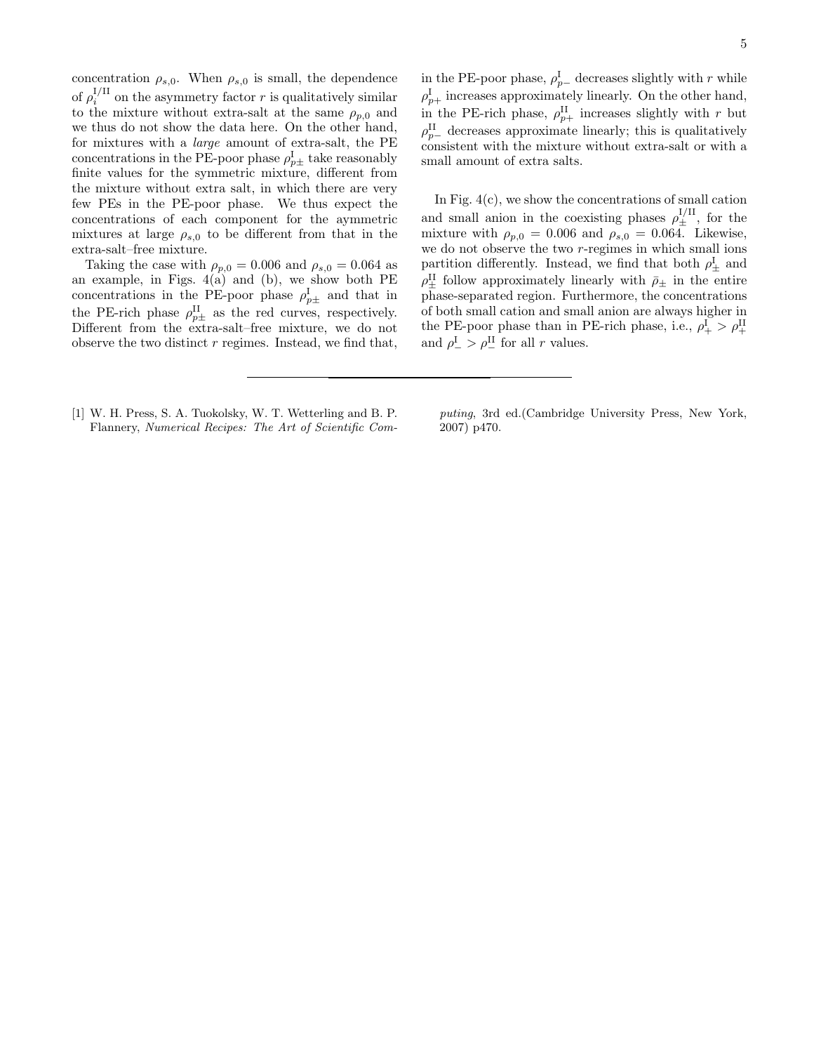concentration $\rho_{s,0}$. When $\rho_{s,0}$ is small, the dependence of $\rho_i^{\mathrm{I/II}}$ on the asymmetry factor $r$ is qualitatively similar to the mixture without extra-salt at the same $\rho_{p,0}$ and we thus do not show the data here. On the other hand, for mixtures with a *large* amount of extra-salt, the PE concentrations in the PE-poor phase $\rho_{p\pm}^{\mathrm{I}}$ take reasonably finite values for the symmetric mixture, different from the mixture without extra salt, in which there are very few PEs in the PE-poor phase. We thus expect the concentrations of each component for the aymmetric mixtures at large $\rho_{s,0}$ to be different from that in the extra-salt–free mixture.

Taking the case with $\rho_{p,0} = 0.006$ and $\rho_{s,0} = 0.064$ as an example, in Figs. 4(a) and (b), we show both PE concentrations in the PE-poor phase $\rho_{p\pm}^{\mathrm{I}}$ and that in the PE-rich phase $\rho_{p\pm}^{\mathrm{II}}$ as the red curves, respectively. Different from the extra-salt–free mixture, we do not observe the two distinct $r$ regimes. Instead, we find that, in the PE-poor phase, $\rho_{p-}^{\mathrm{I}}$ decreases slightly with $r$ while $\rho_{p+}^{\mathrm{I}}$ increases approximately linearly. On the other hand, in the PE-rich phase, $\rho_{p+}^{\mathrm{II}}$ increases slightly with $r$ but $\rho_{p-}^{\mathrm{II}}$ decreases approximate linearly; this is qualitatively consistent with the mixture without extra-salt or with a small amount of extra salts.

In Fig. 4(c), we show the concentrations of small cation and small anion in the coexisting phases $\rho_{\pm}^{\mathrm{I/II}}$, for the mixture with $\rho_{p,0} = 0.006$ and $\rho_{s,0} = 0.064$. Likewise, we do not observe the two $r$-regimes in which small ions partition differently. Instead, we find that both $\rho_{\pm}^{\mathrm{I}}$ and $\rho_{\pm}^{\mathrm{II}}$ follow approximately linearly with $\bar{\rho}_{\pm}$ in the entire phase-separated region. Furthermore, the concentrations of both small cation and small anion are always higher in the PE-poor phase than in PE-rich phase, i.e., $\rho_{+}^{\mathrm{I}} > \rho_{+}^{\mathrm{II}}$ and $\rho_{-}^{\mathrm{I}} > \rho_{-}^{\mathrm{II}}$ for all $r$ values.

---

[1] W. H. Press, S. A. Tuokolsky, W. T. Wetterling and B. P. Flannery, *Numerical Recipes: The Art of Scientific Computing*, 3rd ed.(Cambridge University Press, New York, 2007) p470.